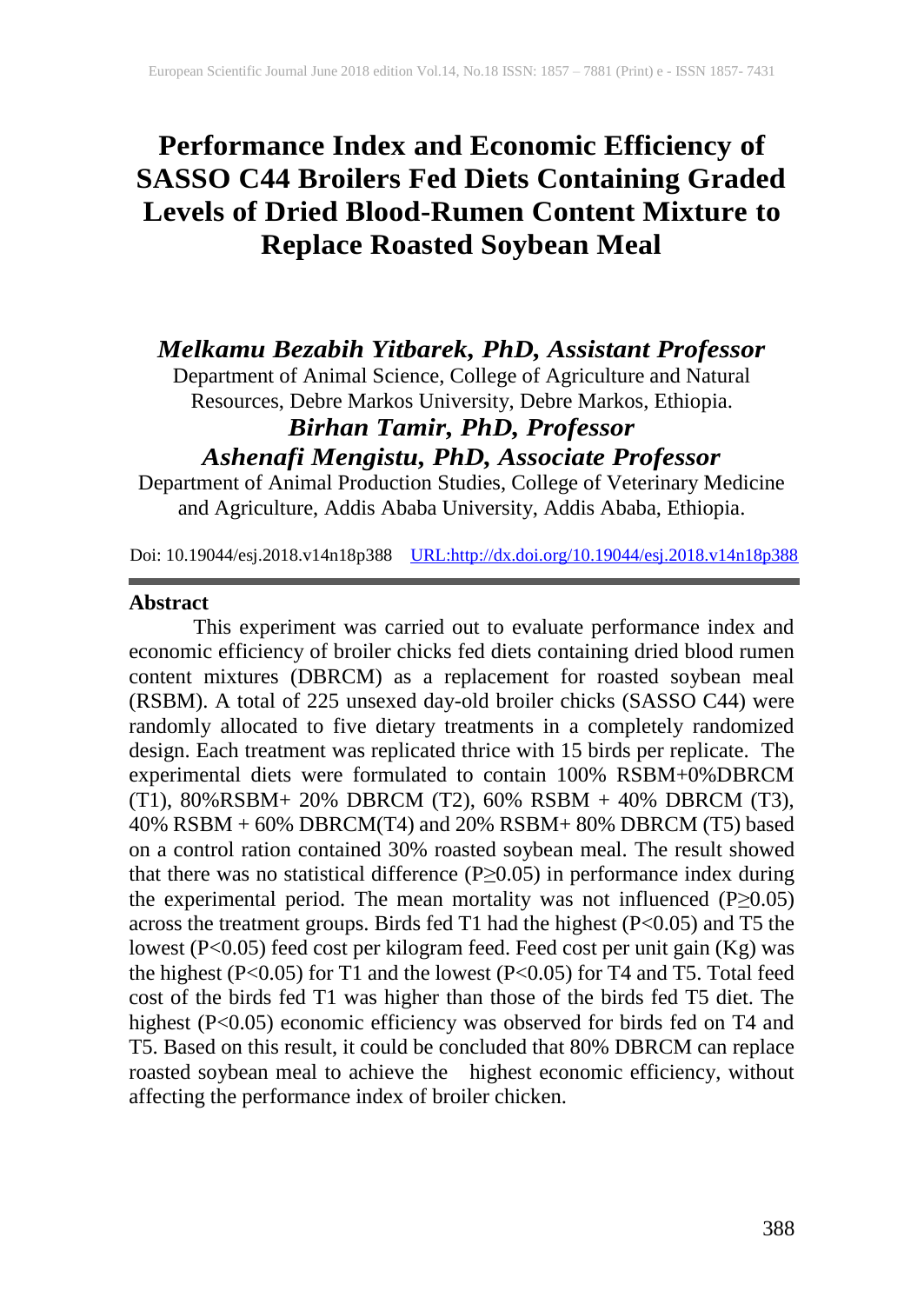# Performance Index and Economic Efficiency of SASSO C44 Broilers Fed Diets Containing Graded Levels of Dried Blood-Rumen Content Mixture to Replace Roasted Soybean Meal

***Melkamu Bezabih Yitbarek, PhD, Assistant Professor***

Department of Animal Science, College of Agriculture and Natural Resources, Debre Markos University, Debre Markos, Ethiopia.

***Birhan Tamir, PhD, Professor***

***Ashenafi Mengistu, PhD, Associate Professor***

Department of Animal Production Studies, College of Veterinary Medicine and Agriculture, Addis Ababa University, Addis Ababa, Ethiopia.

Doi: 10.19044/esj.2018.v14n18p388 URL:http://dx.doi.org/10.19044/esj.2018.v14n18p388

## Abstract

This experiment was carried out to evaluate performance index and economic efficiency of broiler chicks fed diets containing dried blood rumen content mixtures (DBRCM) as a replacement for roasted soybean meal (RSBM). A total of 225 unsexed day-old broiler chicks (SASSO C44) were randomly allocated to five dietary treatments in a completely randomized design. Each treatment was replicated thrice with 15 birds per replicate. The experimental diets were formulated to contain 100% RSBM+0%DBRCM (T1), 80%RSBM+ 20% DBRCM (T2), 60% RSBM + 40% DBRCM (T3), 40% RSBM + 60% DBRCM(T4) and 20% RSBM+ 80% DBRCM (T5) based on a control ration contained 30% roasted soybean meal. The result showed that there was no statistical difference ($P \geq 0.05$) in performance index during the experimental period. The mean mortality was not influenced ($P \geq 0.05$) across the treatment groups. Birds fed T1 had the highest ($P<0.05$) and T5 the lowest ($P<0.05$) feed cost per kilogram feed. Feed cost per unit gain (Kg) was the highest ($P<0.05$) for T1 and the lowest ($P<0.05$) for T4 and T5. Total feed cost of the birds fed T1 was higher than those of the birds fed T5 diet. The highest ($P<0.05$) economic efficiency was observed for birds fed on T4 and T5. Based on this result, it could be concluded that 80% DBRCM can replace roasted soybean meal to achieve the highest economic efficiency, without affecting the performance index of broiler chicken.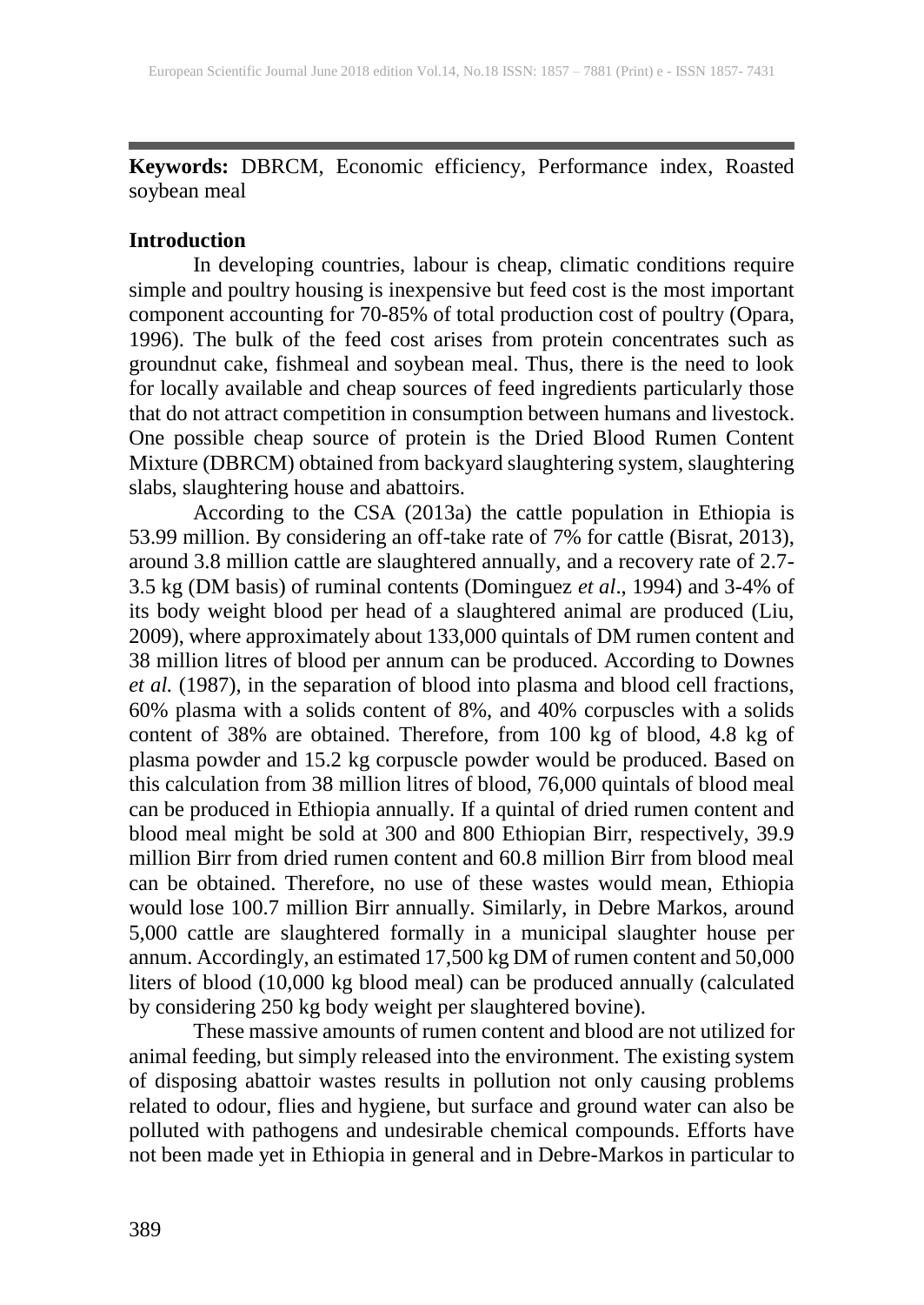**Keywords:** DBRCM, Economic efficiency, Performance index, Roasted soybean meal

## Introduction

In developing countries, labour is cheap, climatic conditions require simple and poultry housing is inexpensive but feed cost is the most important component accounting for 70-85% of total production cost of poultry (Opara, 1996). The bulk of the feed cost arises from protein concentrates such as groundnut cake, fishmeal and soybean meal. Thus, there is the need to look for locally available and cheap sources of feed ingredients particularly those that do not attract competition in consumption between humans and livestock. One possible cheap source of protein is the Dried Blood Rumen Content Mixture (DBRCM) obtained from backyard slaughtering system, slaughtering slabs, slaughtering house and abattoirs.

According to the CSA (2013a) the cattle population in Ethiopia is 53.99 million. By considering an off-take rate of 7% for cattle (Bisrat, 2013), around 3.8 million cattle are slaughtered annually, and a recovery rate of 2.7-3.5 kg (DM basis) of ruminal contents (Dominguez *et al*., 1994) and 3-4% of its body weight blood per head of a slaughtered animal are produced (Liu, 2009), where approximately about 133,000 quintals of DM rumen content and 38 million litres of blood per annum can be produced. According to Downes *et al.* (1987), in the separation of blood into plasma and blood cell fractions, 60% plasma with a solids content of 8%, and 40% corpuscles with a solids content of 38% are obtained. Therefore, from 100 kg of blood, 4.8 kg of plasma powder and 15.2 kg corpuscle powder would be produced. Based on this calculation from 38 million litres of blood, 76,000 quintals of blood meal can be produced in Ethiopia annually. If a quintal of dried rumen content and blood meal might be sold at 300 and 800 Ethiopian Birr, respectively, 39.9 million Birr from dried rumen content and 60.8 million Birr from blood meal can be obtained. Therefore, no use of these wastes would mean, Ethiopia would lose 100.7 million Birr annually. Similarly, in Debre Markos, around 5,000 cattle are slaughtered formally in a municipal slaughter house per annum. Accordingly, an estimated 17,500 kg DM of rumen content and 50,000 liters of blood (10,000 kg blood meal) can be produced annually (calculated by considering 250 kg body weight per slaughtered bovine).

These massive amounts of rumen content and blood are not utilized for animal feeding, but simply released into the environment. The existing system of disposing abattoir wastes results in pollution not only causing problems related to odour, flies and hygiene, but surface and ground water can also be polluted with pathogens and undesirable chemical compounds. Efforts have not been made yet in Ethiopia in general and in Debre-Markos in particular to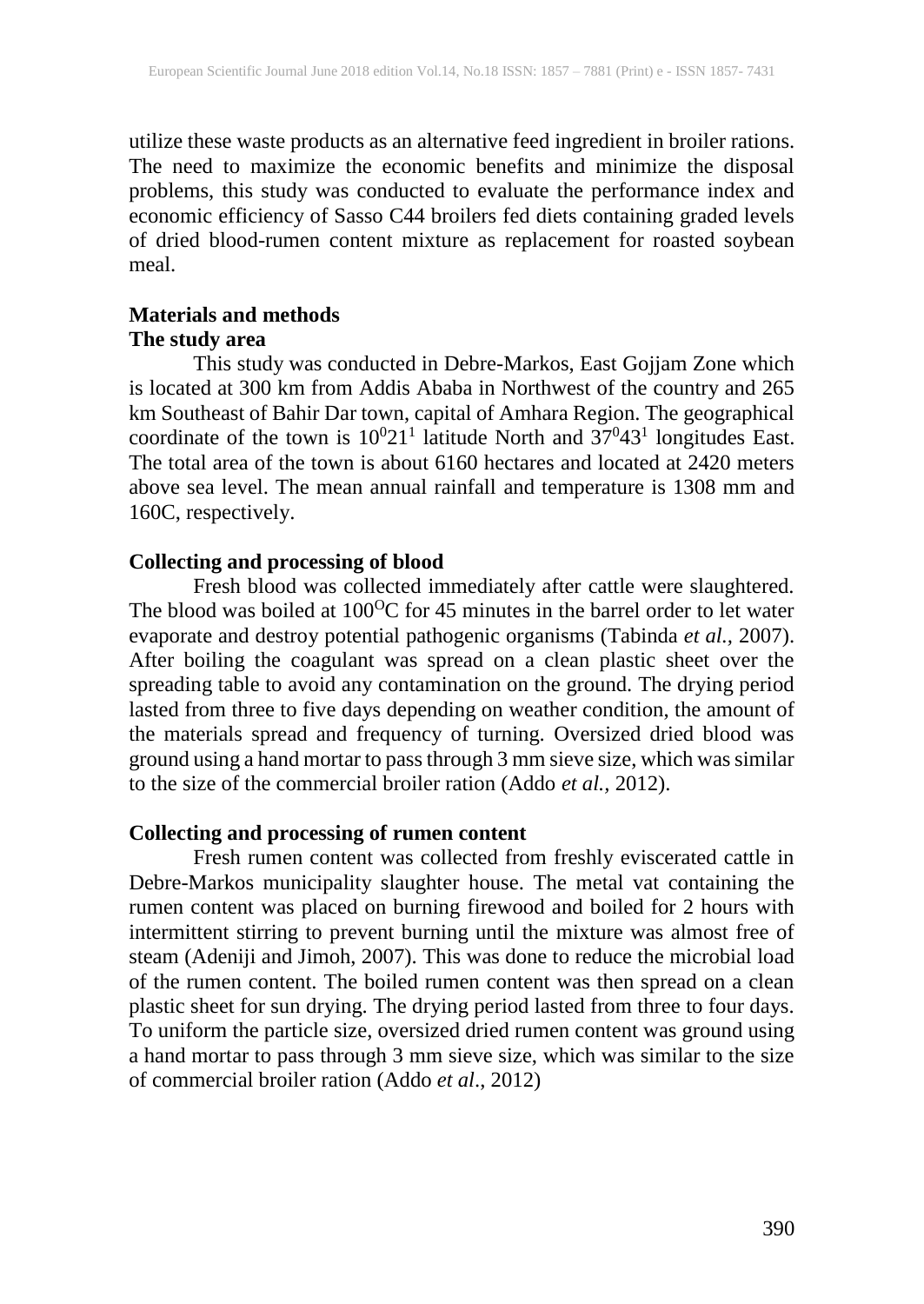utilize these waste products as an alternative feed ingredient in broiler rations. The need to maximize the economic benefits and minimize the disposal problems, this study was conducted to evaluate the performance index and economic efficiency of Sasso C44 broilers fed diets containing graded levels of dried blood-rumen content mixture as replacement for roasted soybean meal.

## Materials and methods

### The study area

This study was conducted in Debre-Markos, East Gojjam Zone which is located at 300 km from Addis Ababa in Northwest of the country and 265 km Southeast of Bahir Dar town, capital of Amhara Region. The geographical coordinate of the town is $10^0 21^1$ latitude North and $37^0 43^1$ longitudes East. The total area of the town is about 6160 hectares and located at 2420 meters above sea level. The mean annual rainfall and temperature is 1308 mm and 160C, respectively.

### Collecting and processing of blood

Fresh blood was collected immediately after cattle were slaughtered. The blood was boiled at $100^{O}$C for 45 minutes in the barrel order to let water evaporate and destroy potential pathogenic organisms (Tabinda *et al.,* 2007). After boiling the coagulant was spread on a clean plastic sheet over the spreading table to avoid any contamination on the ground. The drying period lasted from three to five days depending on weather condition, the amount of the materials spread and frequency of turning. Oversized dried blood was ground using a hand mortar to pass through 3 mm sieve size, which was similar to the size of the commercial broiler ration (Addo *et al.,* 2012).

### Collecting and processing of rumen content

Fresh rumen content was collected from freshly eviscerated cattle in Debre-Markos municipality slaughter house. The metal vat containing the rumen content was placed on burning firewood and boiled for 2 hours with intermittent stirring to prevent burning until the mixture was almost free of steam (Adeniji and Jimoh, 2007). This was done to reduce the microbial load of the rumen content. The boiled rumen content was then spread on a clean plastic sheet for sun drying. The drying period lasted from three to four days. To uniform the particle size, oversized dried rumen content was ground using a hand mortar to pass through 3 mm sieve size, which was similar to the size of commercial broiler ration (Addo *et al*., 2012)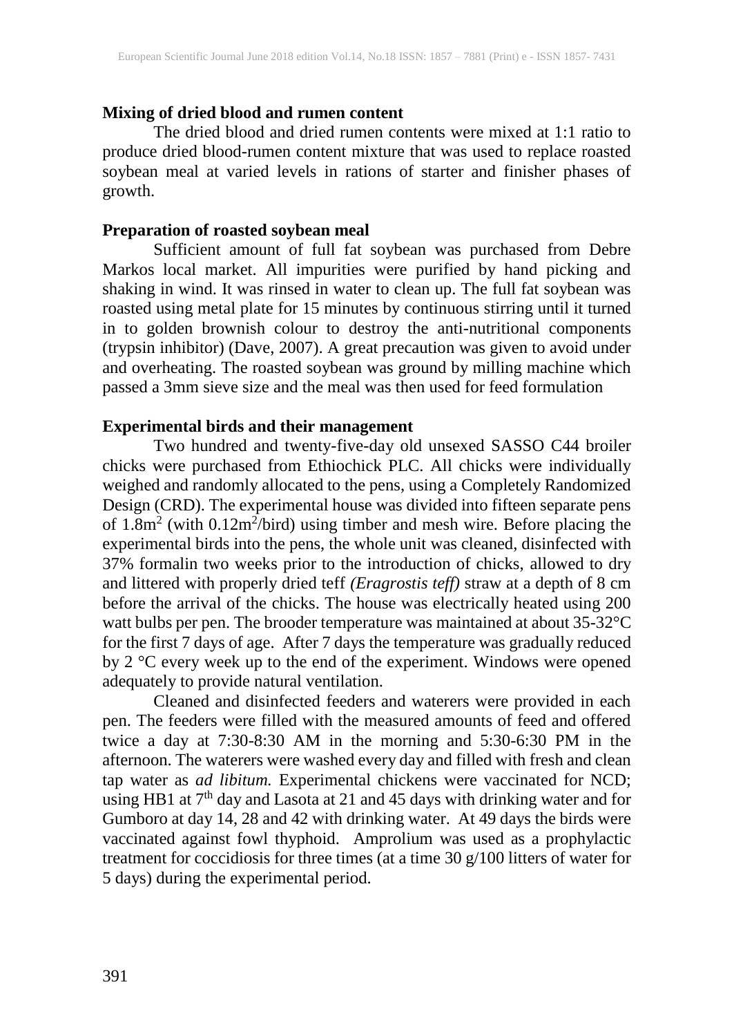**Mixing of dried blood and rumen content**

The dried blood and dried rumen contents were mixed at 1:1 ratio to produce dried blood-rumen content mixture that was used to replace roasted soybean meal at varied levels in rations of starter and finisher phases of growth.

**Preparation of roasted soybean meal**

Sufficient amount of full fat soybean was purchased from Debre Markos local market. All impurities were purified by hand picking and shaking in wind. It was rinsed in water to clean up. The full fat soybean was roasted using metal plate for 15 minutes by continuous stirring until it turned in to golden brownish colour to destroy the anti-nutritional components (trypsin inhibitor) (Dave, 2007). A great precaution was given to avoid under and overheating. The roasted soybean was ground by milling machine which passed a 3mm sieve size and the meal was then used for feed formulation

**Experimental birds and their management**

Two hundred and twenty-five-day old unsexed SASSO C44 broiler chicks were purchased from Ethiochick PLC. All chicks were individually weighed and randomly allocated to the pens, using a Completely Randomized Design (CRD). The experimental house was divided into fifteen separate pens of $1.8m^2$ (with $0.12m^2$/bird) using timber and mesh wire. Before placing the experimental birds into the pens, the whole unit was cleaned, disinfected with 37% formalin two weeks prior to the introduction of chicks, allowed to dry and littered with properly dried teff *(Eragrostis teff)* straw at a depth of 8 cm before the arrival of the chicks. The house was electrically heated using 200 watt bulbs per pen. The brooder temperature was maintained at about 35-32°C for the first 7 days of age. After 7 days the temperature was gradually reduced by 2 °C every week up to the end of the experiment. Windows were opened adequately to provide natural ventilation.

Cleaned and disinfected feeders and waterers were provided in each pen. The feeders were filled with the measured amounts of feed and offered twice a day at 7:30-8:30 AM in the morning and 5:30-6:30 PM in the afternoon. The waterers were washed every day and filled with fresh and clean tap water as *ad libitum.* Experimental chickens were vaccinated for NCD; using HB1 at $7^{th}$ day and Lasota at 21 and 45 days with drinking water and for Gumboro at day 14, 28 and 42 with drinking water. At 49 days the birds were vaccinated against fowl thyphoid. Amprolium was used as a prophylactic treatment for coccidiosis for three times (at a time 30 g/100 litters of water for 5 days) during the experimental period.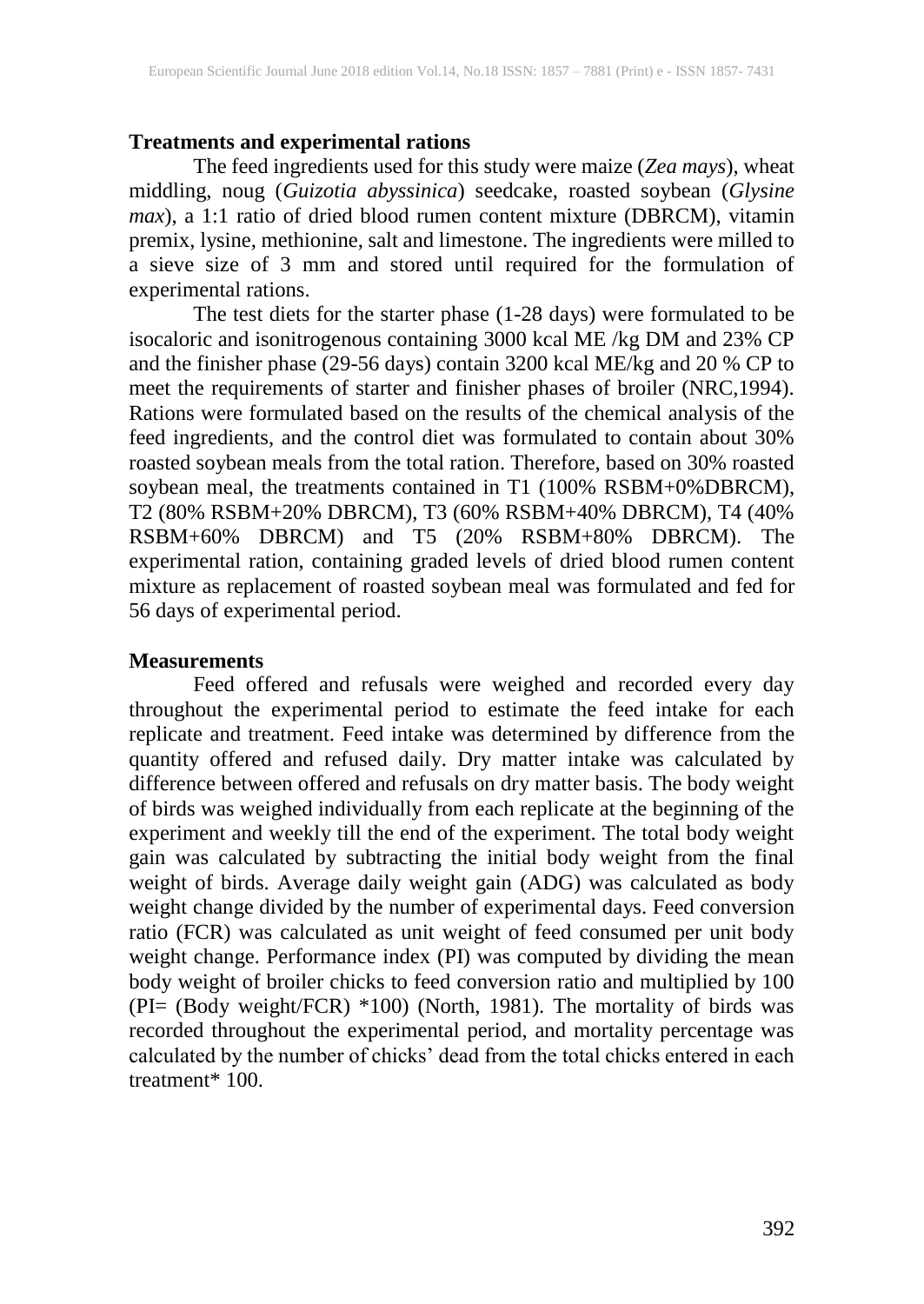### Treatments and experimental rations

The feed ingredients used for this study were maize (*Zea mays*), wheat middling, noug (*Guizotia abyssinica*) seedcake, roasted soybean (*Glysine max*), a 1:1 ratio of dried blood rumen content mixture (DBRCM), vitamin premix, lysine, methionine, salt and limestone. The ingredients were milled to a sieve size of 3 mm and stored until required for the formulation of experimental rations.

The test diets for the starter phase (1-28 days) were formulated to be isocaloric and isonitrogenous containing 3000 kcal ME /kg DM and 23% CP and the finisher phase (29-56 days) contain 3200 kcal ME/kg and 20 % CP to meet the requirements of starter and finisher phases of broiler (NRC,1994). Rations were formulated based on the results of the chemical analysis of the feed ingredients, and the control diet was formulated to contain about 30% roasted soybean meals from the total ration. Therefore, based on 30% roasted soybean meal, the treatments contained in T1 (100% RSBM+0%DBRCM), T2 (80% RSBM+20% DBRCM), T3 (60% RSBM+40% DBRCM), T4 (40% RSBM+60% DBRCM) and T5 (20% RSBM+80% DBRCM). The experimental ration, containing graded levels of dried blood rumen content mixture as replacement of roasted soybean meal was formulated and fed for 56 days of experimental period.

### Measurements

Feed offered and refusals were weighed and recorded every day throughout the experimental period to estimate the feed intake for each replicate and treatment. Feed intake was determined by difference from the quantity offered and refused daily. Dry matter intake was calculated by difference between offered and refusals on dry matter basis. The body weight of birds was weighed individually from each replicate at the beginning of the experiment and weekly till the end of the experiment. The total body weight gain was calculated by subtracting the initial body weight from the final weight of birds. Average daily weight gain (ADG) was calculated as body weight change divided by the number of experimental days. Feed conversion ratio (FCR) was calculated as unit weight of feed consumed per unit body weight change. Performance index (PI) was computed by dividing the mean body weight of broiler chicks to feed conversion ratio and multiplied by 100 (PI= (Body weight/FCR) *100) (North, 1981). The mortality of birds was recorded throughout the experimental period, and mortality percentage was calculated by the number of chicks' dead from the total chicks entered in each treatment* 100.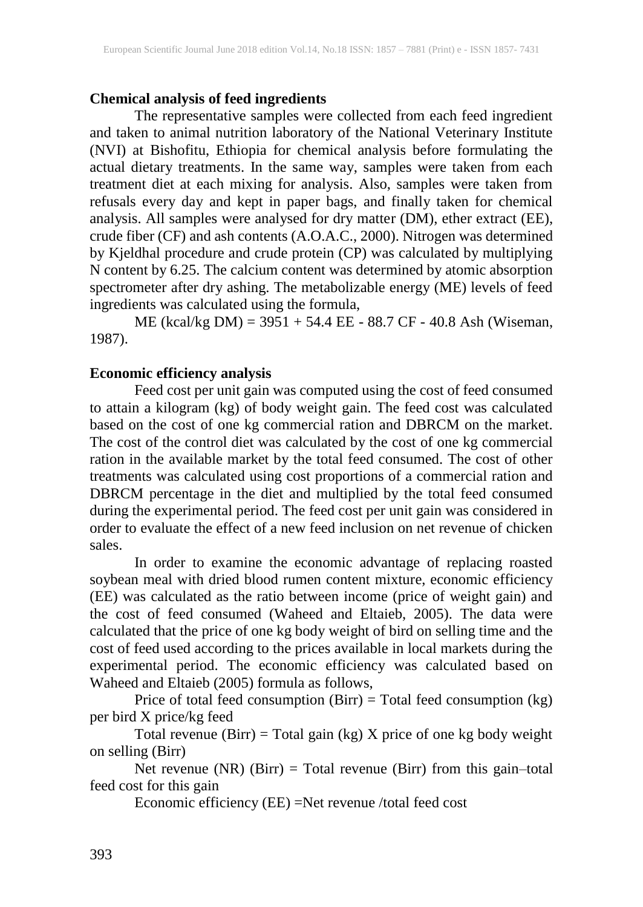**Chemical analysis of feed ingredients**

The representative samples were collected from each feed ingredient and taken to animal nutrition laboratory of the National Veterinary Institute (NVI) at Bishofitu, Ethiopia for chemical analysis before formulating the actual dietary treatments. In the same way, samples were taken from each treatment diet at each mixing for analysis. Also, samples were taken from refusals every day and kept in paper bags, and finally taken for chemical analysis. All samples were analysed for dry matter (DM), ether extract (EE), crude fiber (CF) and ash contents (A.O.A.C., 2000). Nitrogen was determined by Kjeldhal procedure and crude protein (CP) was calculated by multiplying N content by 6.25. The calcium content was determined by atomic absorption spectrometer after dry ashing. The metabolizable energy (ME) levels of feed ingredients was calculated using the formula,

ME (kcal/kg DM) = 3951 + 54.4 EE - 88.7 CF - 40.8 Ash (Wiseman, 1987).

**Economic efficiency analysis**

Feed cost per unit gain was computed using the cost of feed consumed to attain a kilogram (kg) of body weight gain. The feed cost was calculated based on the cost of one kg commercial ration and DBRCM on the market. The cost of the control diet was calculated by the cost of one kg commercial ration in the available market by the total feed consumed. The cost of other treatments was calculated using cost proportions of a commercial ration and DBRCM percentage in the diet and multiplied by the total feed consumed during the experimental period. The feed cost per unit gain was considered in order to evaluate the effect of a new feed inclusion on net revenue of chicken sales.

In order to examine the economic advantage of replacing roasted soybean meal with dried blood rumen content mixture, economic efficiency (EE) was calculated as the ratio between income (price of weight gain) and the cost of feed consumed (Waheed and Eltaieb, 2005). The data were calculated that the price of one kg body weight of bird on selling time and the cost of feed used according to the prices available in local markets during the experimental period. The economic efficiency was calculated based on Waheed and Eltaieb (2005) formula as follows,

Price of total feed consumption (Birr) = Total feed consumption (kg) per bird X price/kg feed

Total revenue (Birr) = Total gain (kg) X price of one kg body weight on selling (Birr)

Net revenue (NR) (Birr) = Total revenue (Birr) from this gain–total feed cost for this gain

Economic efficiency (EE) =Net revenue /total feed cost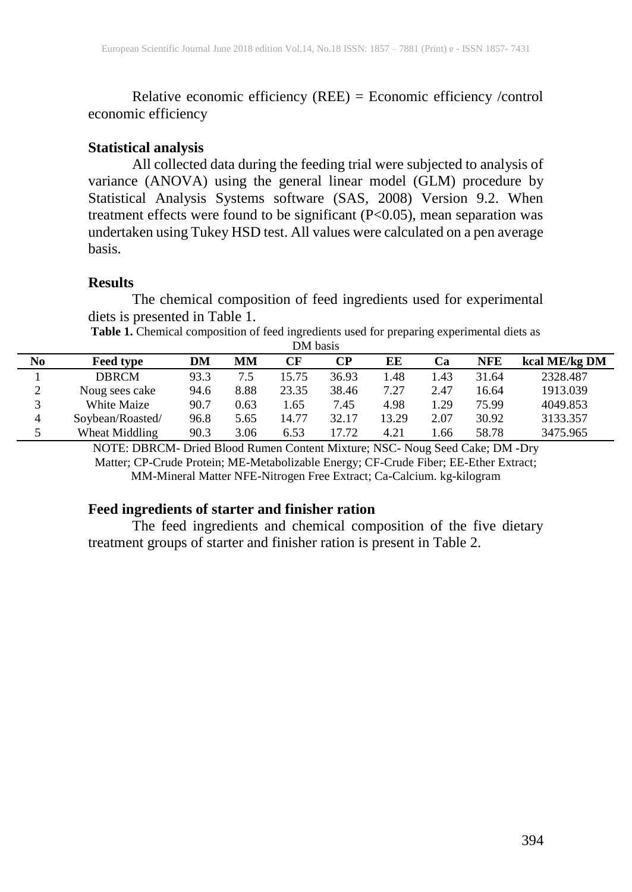Relative economic efficiency (REE) = Economic efficiency /control economic efficiency

**Statistical analysis**

All collected data during the feeding trial were subjected to analysis of variance (ANOVA) using the general linear model (GLM) procedure by Statistical Analysis Systems software (SAS, 2008) Version 9.2. When treatment effects were found to be significant ($P<0.05$), mean separation was undertaken using Tukey HSD test. All values were calculated on a pen average basis.

**Results**

The chemical composition of feed ingredients used for experimental diets is presented in Table 1.

**Table 1.** Chemical composition of feed ingredients used for preparing experimental diets as DM basis

| No | Feed type | DM | MM | CF | CP | EE | Ca | NFE | kcal ME/kg DM |
|---|---|---|---|---|---|---|---|---|---|
| 1 | DBRCM | 93.3 | 7.5 | 15.75 | 36.93 | 1.48 | 1.43 | 31.64 | 2328.487 |
| 2 | Noug sees cake | 94.6 | 8.88 | 23.35 | 38.46 | 7.27 | 2.47 | 16.64 | 1913.039 |
| 3 | White Maize | 90.7 | 0.63 | 1.65 | 7.45 | 4.98 | 1.29 | 75.99 | 4049.853 |
| 4 | Soybean/Roasted/ | 96.8 | 5.65 | 14.77 | 32.17 | 13.29 | 2.07 | 30.92 | 3133.357 |
| 5 | Wheat Middling | 90.3 | 3.06 | 6.53 | 17.72 | 4.21 | 1.66 | 58.78 | 3475.965 |

NOTE: DBRCM- Dried Blood Rumen Content Mixture; NSC- Noug Seed Cake; DM -Dry Matter; CP-Crude Protein; ME-Metabolizable Energy; CF-Crude Fiber; EE-Ether Extract; MM-Mineral Matter NFE-Nitrogen Free Extract; Ca-Calcium. kg-kilogram

**Feed ingredients of starter and finisher ration**

The feed ingredients and chemical composition of the five dietary treatment groups of starter and finisher ration is present in Table 2.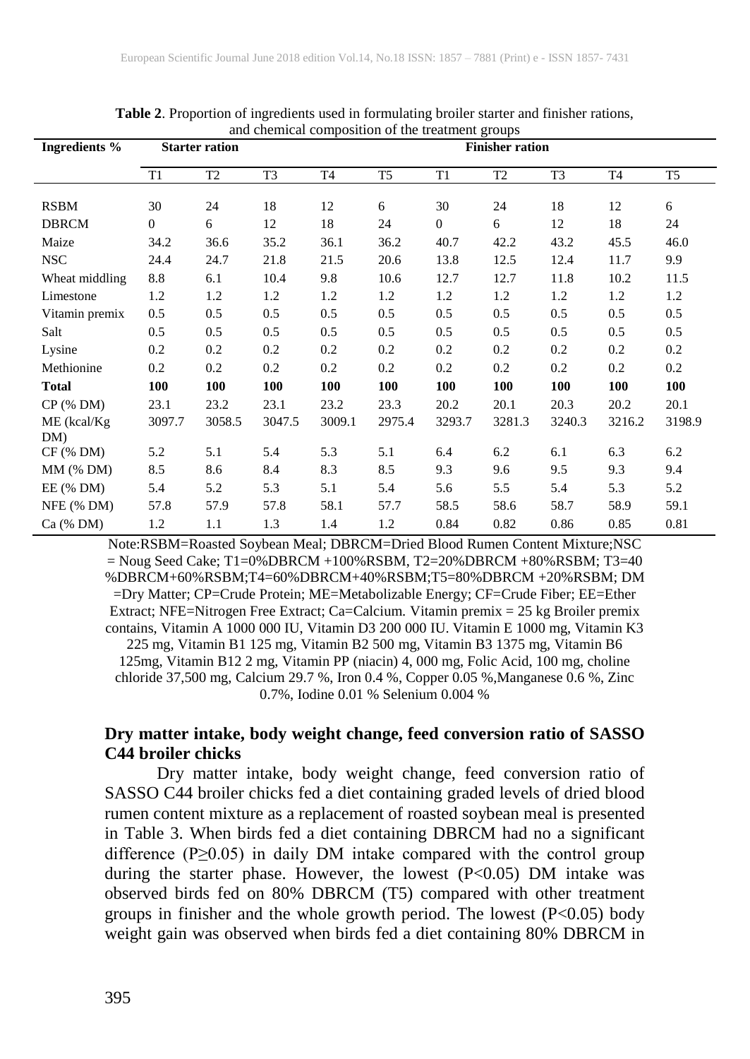**Table 2**. Proportion of ingredients used in formulating broiler starter and finisher rations, and chemical composition of the treatment groups

| Ingredients % | Starter ration | | | | | Finisher ration | | | | |
|---|---|---|---|---|---|---|---|---|---|---|
| | T1 | T2 | T3 | T4 | T5 | T1 | T2 | T3 | T4 | T5 |
| RSBM | 30 | 24 | 18 | 12 | 6 | 30 | 24 | 18 | 12 | 6 |
| DBRCM | 0 | 6 | 12 | 18 | 24 | 0 | 6 | 12 | 18 | 24 |
| Maize | 34.2 | 36.6 | 35.2 | 36.1 | 36.2 | 40.7 | 42.2 | 43.2 | 45.5 | 46.0 |
| NSC | 24.4 | 24.7 | 21.8 | 21.5 | 20.6 | 13.8 | 12.5 | 12.4 | 11.7 | 9.9 |
| Wheat middling | 8.8 | 6.1 | 10.4 | 9.8 | 10.6 | 12.7 | 12.7 | 11.8 | 10.2 | 11.5 |
| Limestone | 1.2 | 1.2 | 1.2 | 1.2 | 1.2 | 1.2 | 1.2 | 1.2 | 1.2 | 1.2 |
| Vitamin premix | 0.5 | 0.5 | 0.5 | 0.5 | 0.5 | 0.5 | 0.5 | 0.5 | 0.5 | 0.5 |
| Salt | 0.5 | 0.5 | 0.5 | 0.5 | 0.5 | 0.5 | 0.5 | 0.5 | 0.5 | 0.5 |
| Lysine | 0.2 | 0.2 | 0.2 | 0.2 | 0.2 | 0.2 | 0.2 | 0.2 | 0.2 | 0.2 |
| Methionine | 0.2 | 0.2 | 0.2 | 0.2 | 0.2 | 0.2 | 0.2 | 0.2 | 0.2 | 0.2 |
| **Total** | **100** | **100** | **100** | **100** | **100** | **100** | **100** | **100** | **100** | **100** |
| CP (% DM) | 23.1 | 23.2 | 23.1 | 23.2 | 23.3 | 20.2 | 20.1 | 20.3 | 20.2 | 20.1 |
| ME (kcal/Kg DM) | 3097.7 | 3058.5 | 3047.5 | 3009.1 | 2975.4 | 3293.7 | 3281.3 | 3240.3 | 3216.2 | 3198.9 |
| CF (% DM) | 5.2 | 5.1 | 5.4 | 5.3 | 5.1 | 6.4 | 6.2 | 6.1 | 6.3 | 6.2 |
| MM (% DM) | 8.5 | 8.6 | 8.4 | 8.3 | 8.5 | 9.3 | 9.6 | 9.5 | 9.3 | 9.4 |
| EE (% DM) | 5.4 | 5.2 | 5.3 | 5.1 | 5.4 | 5.6 | 5.5 | 5.4 | 5.3 | 5.2 |
| NFE (% DM) | 57.8 | 57.9 | 57.8 | 58.1 | 57.7 | 58.5 | 58.6 | 58.7 | 58.9 | 59.1 |
| Ca (% DM) | 1.2 | 1.1 | 1.3 | 1.4 | 1.2 | 0.84 | 0.82 | 0.86 | 0.85 | 0.81 |

Note:RSBM=Roasted Soybean Meal; DBRCM=Dried Blood Rumen Content Mixture;NSC = Noug Seed Cake; T1=0%DBRCM +100%RSBM, T2=20%DBRCM +80%RSBM; T3=40 %DBRCM+60%RSBM;T4=60%DBRCM+40%RSBM;T5=80%DBRCM +20%RSBM; DM =Dry Matter; CP=Crude Protein; ME=Metabolizable Energy; CF=Crude Fiber; EE=Ether Extract; NFE=Nitrogen Free Extract; Ca=Calcium. Vitamin premix = 25 kg Broiler premix contains, Vitamin A 1000 000 IU, Vitamin D3 200 000 IU. Vitamin E 1000 mg, Vitamin K3 225 mg, Vitamin B1 125 mg, Vitamin B2 500 mg, Vitamin B3 1375 mg, Vitamin B6 125mg, Vitamin B12 2 mg, Vitamin PP (niacin) 4, 000 mg, Folic Acid, 100 mg, choline chloride 37,500 mg, Calcium 29.7 %, Iron 0.4 %, Copper 0.05 %,Manganese 0.6 %, Zinc 0.7%, Iodine 0.01 % Selenium 0.004 %

### Dry matter intake, body weight change, feed conversion ratio of SASSO C44 broiler chicks

Dry matter intake, body weight change, feed conversion ratio of SASSO C44 broiler chicks fed a diet containing graded levels of dried blood rumen content mixture as a replacement of roasted soybean meal is presented in Table 3. When birds fed a diet containing DBRCM had no a significant difference ($P \geq 0.05$) in daily DM intake compared with the control group during the starter phase. However, the lowest ($P<0.05$) DM intake was observed birds fed on 80% DBRCM (T5) compared with other treatment groups in finisher and the whole growth period. The lowest ($P<0.05$) body weight gain was observed when birds fed a diet containing 80% DBRCM in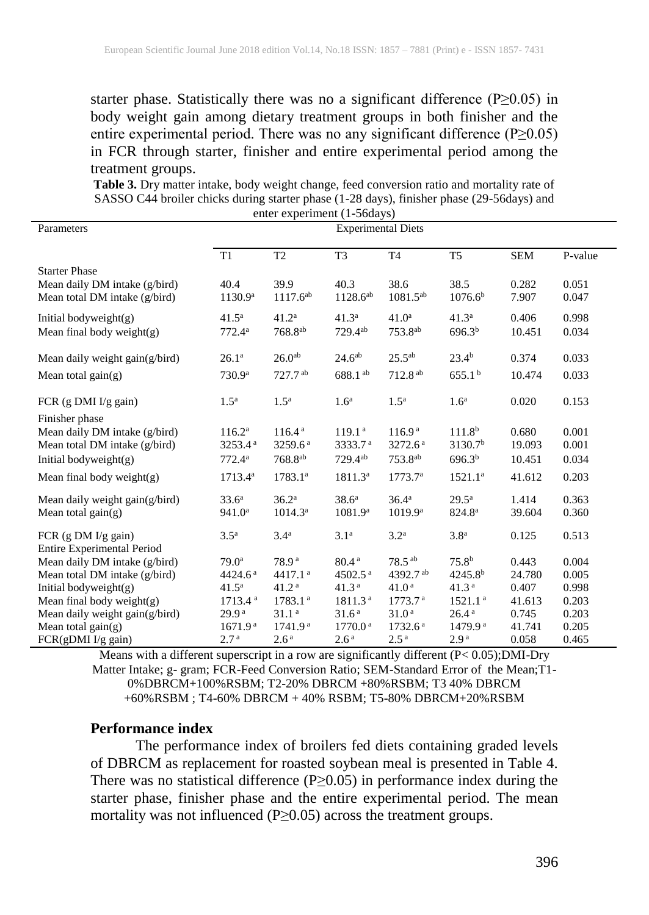starter phase. Statistically there was no a significant difference ($P \geq 0.05$) in body weight gain among dietary treatment groups in both finisher and the entire experimental period. There was no any significant difference ($P \geq 0.05$) in FCR through starter, finisher and entire experimental period among the treatment groups.

**Table 3.** Dry matter intake, body weight change, feed conversion ratio and mortality rate of SASSO C44 broiler chicks during starter phase (1-28 days), finisher phase (29-56days) and enter experiment (1-56days)

| Parameters | Experimental Diets | | | | | | |
|---|---|---|---|---|---|---|---|
| | T1 | T2 | T3 | T4 | T5 | SEM | P-value |
| Starter Phase | | | | | | | |
| Mean daily DM intake (g/bird) | 40.4 | 39.9 | 40.3 | 38.6 | 38.5 | 0.282 | 0.051 |
| Mean total DM intake (g/bird) | $1130.9^{a}$ | $1117.6^{ab}$ | $1128.6^{ab}$ | $1081.5^{ab}$ | $1076.6^{b}$ | 7.907 | 0.047 |
| Initial bodyweight(g) | $41.5^{a}$ | $41.2^{a}$ | $41.3^{a}$ | $41.0^{a}$ | $41.3^{a}$ | 0.406 | 0.998 |
| Mean final body weight(g) | $772.4^{a}$ | $768.8^{ab}$ | $729.4^{ab}$ | $753.8^{ab}$ | $696.3^{b}$ | 10.451 | 0.034 |
| Mean daily weight gain(g/bird) | $26.1^{a}$ | $26.0^{ab}$ | $24.6^{ab}$ | $25.5^{ab}$ | $23.4^{b}$ | 0.374 | 0.033 |
| Mean total gain(g) | $730.9^{a}$ | $727.7^{ab}$ | $688.1^{ab}$ | $712.8^{ab}$ | $655.1^{b}$ | 10.474 | 0.033 |
| FCR (g DMI I/g gain) | $1.5^{a}$ | $1.5^{a}$ | $1.6^{a}$ | $1.5^{a}$ | $1.6^{a}$ | 0.020 | 0.153 |
| Finisher phase | | | | | | | |
| Mean daily DM intake (g/bird) | $116.2^{a}$ | $116.4^{a}$ | $119.1^{a}$ | $116.9^{a}$ | $111.8^{b}$ | 0.680 | 0.001 |
| Mean total DM intake (g/bird) | $3253.4^{a}$ | $3259.6^{a}$ | $3333.7^{a}$ | $3272.6^{a}$ | $3130.7^{b}$ | 19.093 | 0.001 |
| Initial bodyweight(g) | $772.4^{a}$ | $768.8^{ab}$ | $729.4^{ab}$ | $753.8^{ab}$ | $696.3^{b}$ | 10.451 | 0.034 |
| Mean final body weight(g) | $1713.4^{a}$ | $1783.1^{a}$ | $1811.3^{a}$ | $1773.7^{a}$ | $1521.1^{a}$ | 41.612 | 0.203 |
| Mean daily weight gain(g/bird) | $33.6^{a}$ | $36.2^{a}$ | $38.6^{a}$ | $36.4^{a}$ | $29.5^{a}$ | 1.414 | 0.363 |
| Mean total gain(g) | $941.0^{a}$ | $1014.3^{a}$ | $1081.9^{a}$ | $1019.9^{a}$ | $824.8^{a}$ | 39.604 | 0.360 |
| FCR (g DM I/g gain) | $3.5^{a}$ | $3.4^{a}$ | $3.1^{a}$ | $3.2^{a}$ | $3.8^{a}$ | 0.125 | 0.513 |
| Entire Experimental Period | | | | | | | |
| Mean daily DM intake (g/bird) | $79.0^{a}$ | $78.9^{a}$ | $80.4^{a}$ | $78.5^{ab}$ | $75.8^{b}$ | 0.443 | 0.004 |
| Mean total DM intake (g/bird) | $4424.6^{a}$ | $4417.1^{a}$ | $4502.5^{a}$ | $4392.7^{ab}$ | $4245.8^{b}$ | 24.780 | 0.005 |
| Initial bodyweight(g) | $41.5^{a}$ | $41.2^{a}$ | $41.3^{a}$ | $41.0^{a}$ | $41.3^{a}$ | 0.407 | 0.998 |
| Mean final body weight(g) | $1713.4^{a}$ | $1783.1^{a}$ | $1811.3^{a}$ | $1773.7^{a}$ | $1521.1^{a}$ | 41.613 | 0.203 |
| Mean daily weight gain(g/bird) | $29.9^{a}$ | $31.1^{a}$ | $31.6^{a}$ | $31.0^{a}$ | $26.4^{a}$ | 0.745 | 0.203 |
| Mean total gain(g) | $1671.9^{a}$ | $1741.9^{a}$ | $1770.0^{a}$ | $1732.6^{a}$ | $1479.9^{a}$ | 41.741 | 0.205 |
| FCR(gDMI I/g gain) | $2.7^{a}$ | $2.6^{a}$ | $2.6^{a}$ | $2.5^{a}$ | $2.9^{a}$ | 0.058 | 0.465 |

Means with a different superscript in a row are significantly different ($P < 0.05$);DMI-Dry Matter Intake; g- gram; FCR-Feed Conversion Ratio; SEM-Standard Error of the Mean;T1-0%DBRCM+100%RSBM; T2-20% DBRCM +80%RSBM; T3 40% DBRCM +60%RSBM ; T4-60% DBRCM + 40% RSBM; T5-80% DBRCM+20%RSBM

### Performance index

The performance index of broilers fed diets containing graded levels of DBRCM as replacement for roasted soybean meal is presented in Table 4. There was no statistical difference ($P \geq 0.05$) in performance index during the starter phase, finisher phase and the entire experimental period. The mean mortality was not influenced ($P \geq 0.05$) across the treatment groups.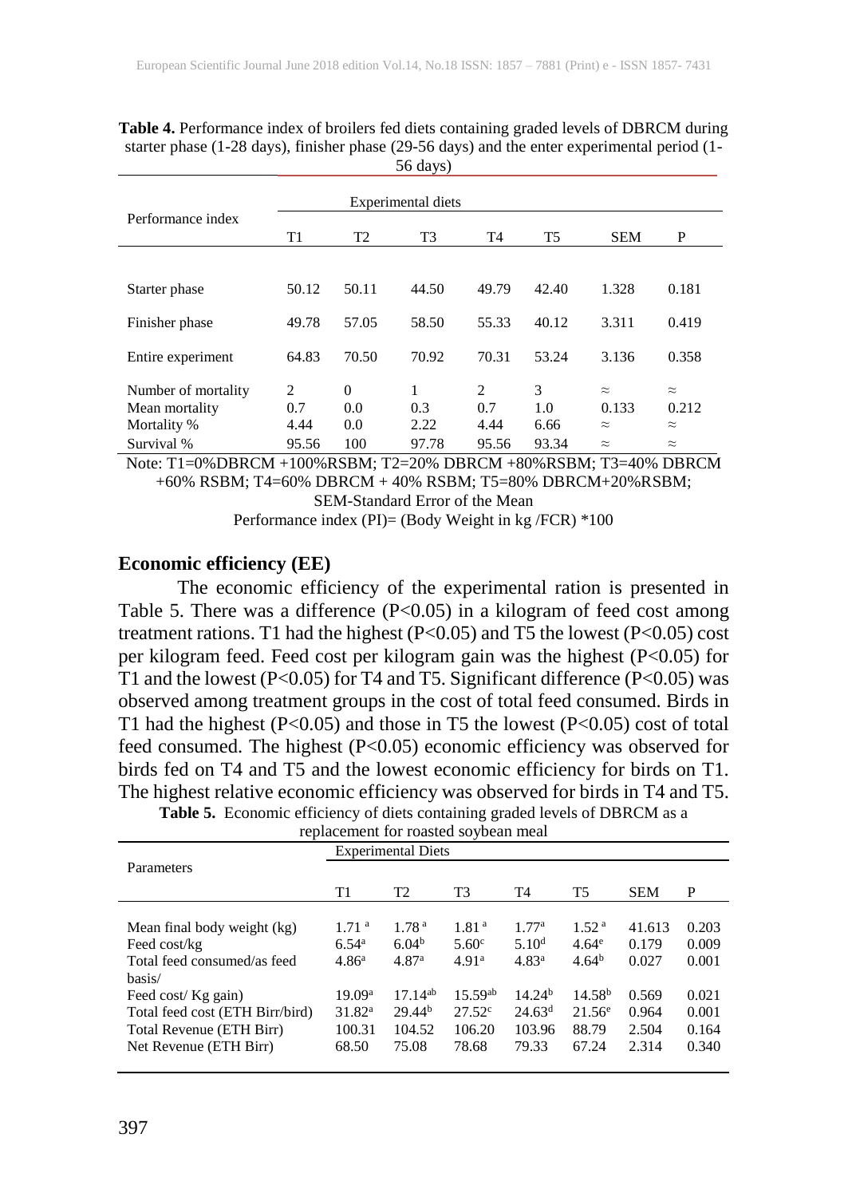**Table 4.** Performance index of broilers fed diets containing graded levels of DBRCM during starter phase (1-28 days), finisher phase (29-56 days) and the enter experimental period (1-56 days)

| Performance index | Experimental diets | | | | | | |
|---|---|---|---|---|---|---|---|
| | T1 | T2 | T3 | T4 | T5 | SEM | P |
| Starter phase | 50.12 | 50.11 | 44.50 | 49.79 | 42.40 | 1.328 | 0.181 |
| Finisher phase | 49.78 | 57.05 | 58.50 | 55.33 | 40.12 | 3.311 | 0.419 |
| Entire experiment | 64.83 | 70.50 | 70.92 | 70.31 | 53.24 | 3.136 | 0.358 |
| Number of mortality | 2 | 0 | 1 | 2 | 3 | ≈ | ≈ |
| Mean mortality | 0.7 | 0.0 | 0.3 | 0.7 | 1.0 | 0.133 | 0.212 |
| Mortality % | 4.44 | 0.0 | 2.22 | 4.44 | 6.66 | ≈ | ≈ |
| Survival % | 95.56 | 100 | 97.78 | 95.56 | 93.34 | ≈ | ≈ |

Note: T1=0%DBRCM +100%RSBM; T2=20% DBRCM +80%RSBM; T3=40% DBRCM +60% RSBM; T4=60% DBRCM + 40% RSBM; T5=80% DBRCM+20%RSBM; SEM-Standard Error of the Mean

Performance index (PI)= (Body Weight in kg /FCR) *100

## Economic efficiency (EE)

The economic efficiency of the experimental ration is presented in Table 5. There was a difference ($P<0.05$) in a kilogram of feed cost among treatment rations. T1 had the highest ($P<0.05$) and T5 the lowest ($P<0.05$) cost per kilogram feed. Feed cost per kilogram gain was the highest ($P<0.05$) for T1 and the lowest ($P<0.05$) for T4 and T5. Significant difference ($P<0.05$) was observed among treatment groups in the cost of total feed consumed. Birds in T1 had the highest ($P<0.05$) and those in T5 the lowest ($P<0.05$) cost of total feed consumed. The highest ($P<0.05$) economic efficiency was observed for birds fed on T4 and T5 and the lowest economic efficiency for birds on T1. The highest relative economic efficiency was observed for birds in T4 and T5.

**Table 5.** Economic efficiency of diets containing graded levels of DBRCM as a replacement for roasted soybean meal

| Parameters | Experimental Diets | | | | | | |
|---|---|---|---|---|---|---|---|
| | T1 | T2 | T3 | T4 | T5 | SEM | P |
| Mean final body weight (kg) | 1.71 [a] | 1.78 [a] | 1.81 [a] | 1.77[a] | 1.52 [a] | 41.613 | 0.203 |
| Feed cost/kg | 6.54[a] | 6.04[b] | 5.60[c] | 5.10[d] | 4.64[e] | 0.179 | 0.009 |
| Total feed consumed/as feed basis/ | 4.86[a] | 4.87[a] | 4.91[a] | 4.83[a] | 4.64[b] | 0.027 | 0.001 |
| Feed cost/ Kg gain) | 19.09[a] | 17.14[ab] | 15.59[ab] | 14.24[b] | 14.58[b] | 0.569 | 0.021 |
| Total feed cost (ETH Birr/bird) | 31.82[a] | 29.44[b] | 27.52[c] | 24.63[d] | 21.56[e] | 0.964 | 0.001 |
| Total Revenue (ETH Birr) | 100.31 | 104.52 | 106.20 | 103.96 | 88.79 | 2.504 | 0.164 |
| Net Revenue (ETH Birr) | 68.50 | 75.08 | 78.68 | 79.33 | 67.24 | 2.314 | 0.340 |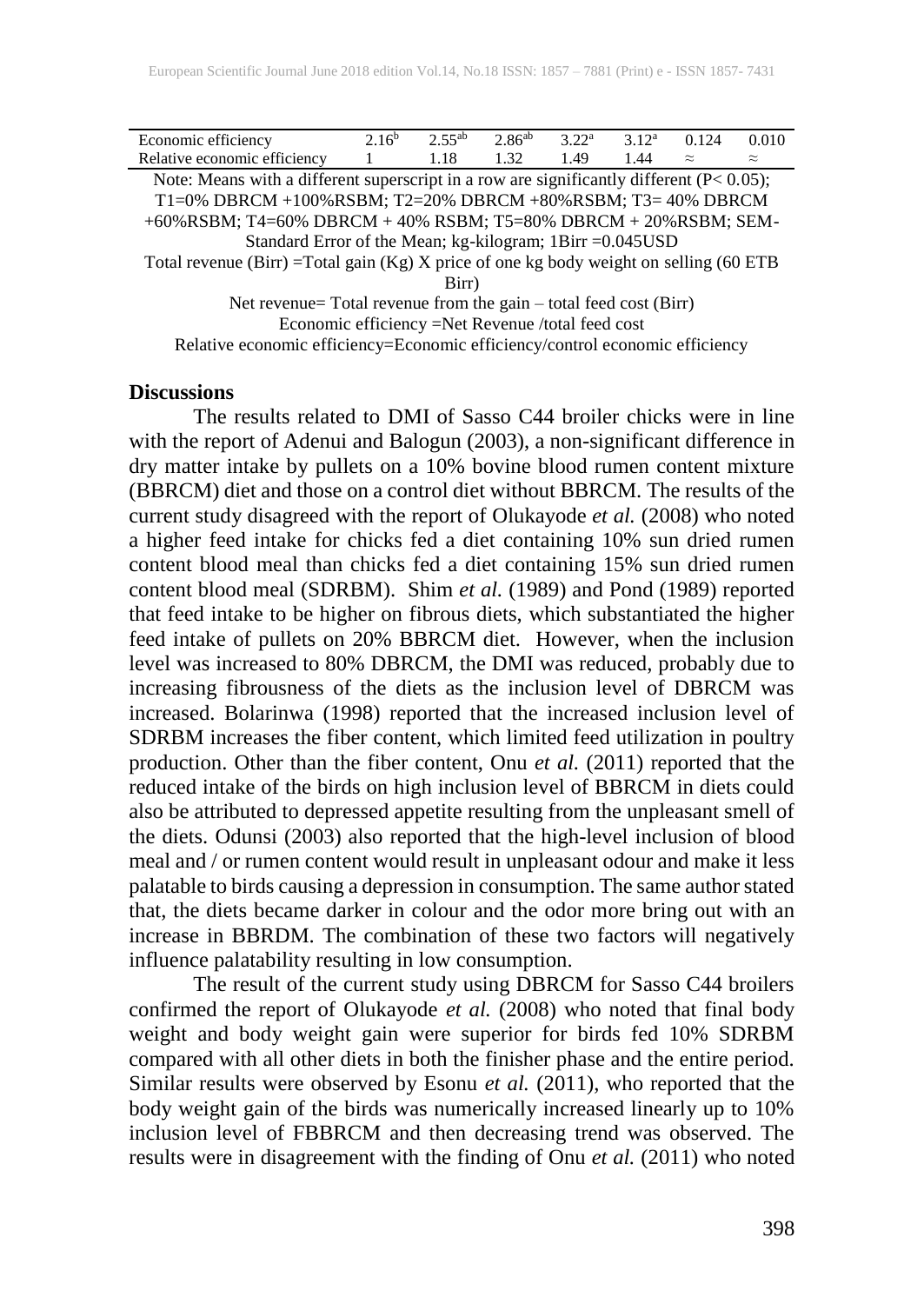| Economic efficiency | $2.16^{b}$ | $2.55^{ab}$ | $2.86^{ab}$ | $3.22^{a}$ | $3.12^{a}$ | 0.124 | 0.010 |
|---|---|---|---|---|---|---|---|
| Relative economic efficiency | 1 | 1.18 | 1.32 | 1.49 | 1.44 | ≈ | ≈ |

Note: Means with a different superscript in a row are significantly different (P< 0.05); T1=0% DBRCM +100%RSBM; T2=20% DBRCM +80%RSBM; T3= 40% DBRCM +60%RSBM; T4=60% DBRCM + 40% RSBM; T5=80% DBRCM + 20%RSBM; SEM-Standard Error of the Mean; kg-kilogram; 1Birr =0.045USD

Total revenue (Birr) =Total gain (Kg) X price of one kg body weight on selling (60 ETB Birr)

Net revenue= Total revenue from the gain – total feed cost (Birr)

Economic efficiency =Net Revenue /total feed cost

Relative economic efficiency=Economic efficiency/control economic efficiency

## Discussions

The results related to DMI of Sasso C44 broiler chicks were in line with the report of Adenui and Balogun (2003), a non-significant difference in dry matter intake by pullets on a 10% bovine blood rumen content mixture (BBRCM) diet and those on a control diet without BBRCM. The results of the current study disagreed with the report of Olukayode *et al.* (2008) who noted a higher feed intake for chicks fed a diet containing 10% sun dried rumen content blood meal than chicks fed a diet containing 15% sun dried rumen content blood meal (SDRBM). Shim *et al.* (1989) and Pond (1989) reported that feed intake to be higher on fibrous diets, which substantiated the higher feed intake of pullets on 20% BBRCM diet. However, when the inclusion level was increased to 80% DBRCM, the DMI was reduced, probably due to increasing fibrousness of the diets as the inclusion level of DBRCM was increased. Bolarinwa (1998) reported that the increased inclusion level of SDRBM increases the fiber content, which limited feed utilization in poultry production. Other than the fiber content, Onu *et al.* (2011) reported that the reduced intake of the birds on high inclusion level of BBRCM in diets could also be attributed to depressed appetite resulting from the unpleasant smell of the diets. Odunsi (2003) also reported that the high-level inclusion of blood meal and / or rumen content would result in unpleasant odour and make it less palatable to birds causing a depression in consumption. The same author stated that, the diets became darker in colour and the odor more bring out with an increase in BBRDM. The combination of these two factors will negatively influence palatability resulting in low consumption.

The result of the current study using DBRCM for Sasso C44 broilers confirmed the report of Olukayode *et al.* (2008) who noted that final body weight and body weight gain were superior for birds fed 10% SDRBM compared with all other diets in both the finisher phase and the entire period. Similar results were observed by Esonu *et al.* (2011), who reported that the body weight gain of the birds was numerically increased linearly up to 10% inclusion level of FBBRCM and then decreasing trend was observed. The results were in disagreement with the finding of Onu *et al.* (2011) who noted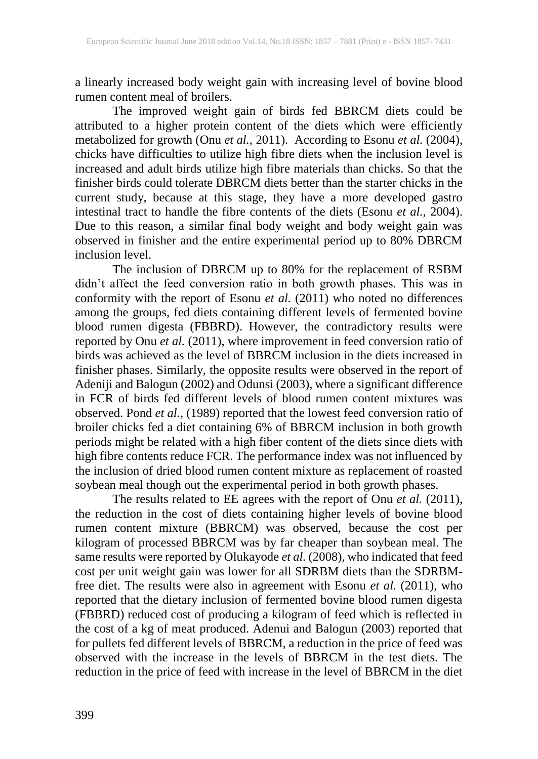a linearly increased body weight gain with increasing level of bovine blood rumen content meal of broilers.

The improved weight gain of birds fed BBRCM diets could be attributed to a higher protein content of the diets which were efficiently metabolized for growth (Onu *et al.,* 2011). According to Esonu *et al.* (2004), chicks have difficulties to utilize high fibre diets when the inclusion level is increased and adult birds utilize high fibre materials than chicks. So that the finisher birds could tolerate DBRCM diets better than the starter chicks in the current study, because at this stage, they have a more developed gastro intestinal tract to handle the fibre contents of the diets (Esonu *et al.*, 2004). Due to this reason, a similar final body weight and body weight gain was observed in finisher and the entire experimental period up to 80% DBRCM inclusion level.

The inclusion of DBRCM up to 80% for the replacement of RSBM didn't affect the feed conversion ratio in both growth phases. This was in conformity with the report of Esonu *et al.* (2011) who noted no differences among the groups, fed diets containing different levels of fermented bovine blood rumen digesta (FBBRD). However, the contradictory results were reported by Onu *et al.* (2011), where improvement in feed conversion ratio of birds was achieved as the level of BBRCM inclusion in the diets increased in finisher phases. Similarly, the opposite results were observed in the report of Adeniji and Balogun (2002) and Odunsi (2003), where a significant difference in FCR of birds fed different levels of blood rumen content mixtures was observed. Pond *et al.*, (1989) reported that the lowest feed conversion ratio of broiler chicks fed a diet containing 6% of BBRCM inclusion in both growth periods might be related with a high fiber content of the diets since diets with high fibre contents reduce FCR. The performance index was not influenced by the inclusion of dried blood rumen content mixture as replacement of roasted soybean meal though out the experimental period in both growth phases.

The results related to EE agrees with the report of Onu *et al.* (2011), the reduction in the cost of diets containing higher levels of bovine blood rumen content mixture (BBRCM) was observed, because the cost per kilogram of processed BBRCM was by far cheaper than soybean meal. The same results were reported by Olukayode *et al.* (2008), who indicated that feed cost per unit weight gain was lower for all SDRBM diets than the SDRBM-free diet. The results were also in agreement with Esonu *et al.* (2011), who reported that the dietary inclusion of fermented bovine blood rumen digesta (FBBRD) reduced cost of producing a kilogram of feed which is reflected in the cost of a kg of meat produced. Adenui and Balogun (2003) reported that for pullets fed different levels of BBRCM, a reduction in the price of feed was observed with the increase in the levels of BBRCM in the test diets. The reduction in the price of feed with increase in the level of BBRCM in the diet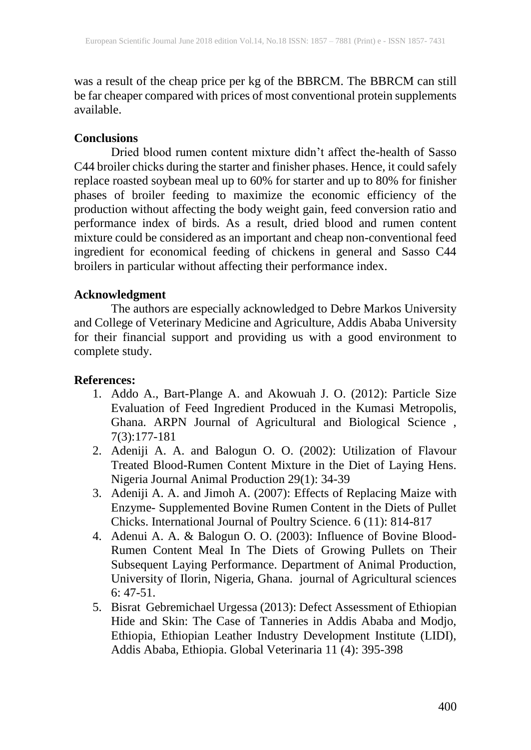was a result of the cheap price per kg of the BBRCM. The BBRCM can still be far cheaper compared with prices of most conventional protein supplements available.

## Conclusions

Dried blood rumen content mixture didn't affect the-health of Sasso C44 broiler chicks during the starter and finisher phases. Hence, it could safely replace roasted soybean meal up to 60% for starter and up to 80% for finisher phases of broiler feeding to maximize the economic efficiency of the production without affecting the body weight gain, feed conversion ratio and performance index of birds. As a result, dried blood and rumen content mixture could be considered as an important and cheap non-conventional feed ingredient for economical feeding of chickens in general and Sasso C44 broilers in particular without affecting their performance index.

## Acknowledgment

The authors are especially acknowledged to Debre Markos University and College of Veterinary Medicine and Agriculture, Addis Ababa University for their financial support and providing us with a good environment to complete study.

## References:

1. Addo A., Bart-Plange A. and Akowuah J. O. (2012): Particle Size Evaluation of Feed Ingredient Produced in the Kumasi Metropolis, Ghana. ARPN Journal of Agricultural and Biological Science , 7(3):177-181
2. Adeniji A. A. and Balogun O. O. (2002): Utilization of Flavour Treated Blood-Rumen Content Mixture in the Diet of Laying Hens. Nigeria Journal Animal Production 29(1): 34-39
3. Adeniji A. A. and Jimoh A. (2007): Effects of Replacing Maize with Enzyme- Supplemented Bovine Rumen Content in the Diets of Pullet Chicks. International Journal of Poultry Science. 6 (11): 814-817
4. Adenui A. A. & Balogun O. O. (2003): Influence of Bovine Blood-Rumen Content Meal In The Diets of Growing Pullets on Their Subsequent Laying Performance. Department of Animal Production, University of Ilorin, Nigeria, Ghana. journal of Agricultural sciences 6: 47-51.
5. Bisrat Gebremichael Urgessa (2013): Defect Assessment of Ethiopian Hide and Skin: The Case of Tanneries in Addis Ababa and Modjo, Ethiopia, Ethiopian Leather Industry Development Institute (LIDI), Addis Ababa, Ethiopia. Global Veterinaria 11 (4): 395-398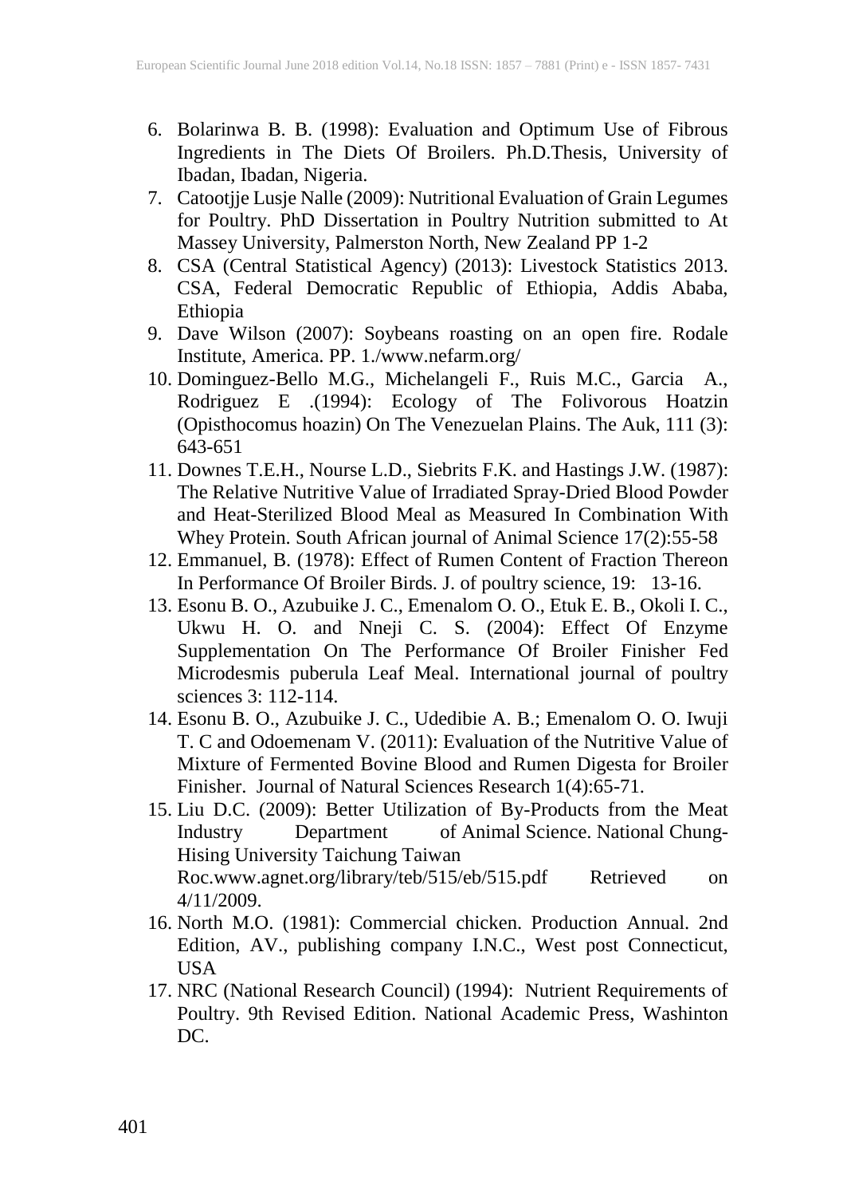6. Bolarinwa B. B. (1998): Evaluation and Optimum Use of Fibrous Ingredients in The Diets Of Broilers. Ph.D.Thesis, University of Ibadan, Ibadan, Nigeria.
7. Catootjje Lusje Nalle (2009): Nutritional Evaluation of Grain Legumes for Poultry. PhD Dissertation in Poultry Nutrition submitted to At Massey University, Palmerston North, New Zealand PP 1-2
8. CSA (Central Statistical Agency) (2013): Livestock Statistics 2013. CSA, Federal Democratic Republic of Ethiopia, Addis Ababa, Ethiopia
9. Dave Wilson (2007): Soybeans roasting on an open fire. Rodale Institute, America. PP. 1./www.nefarm.org/
10. Dominguez-Bello M.G., Michelangeli F., Ruis M.C., Garcia A., Rodriguez E .(1994): Ecology of The Folivorous Hoatzin (Opisthocomus hoazin) On The Venezuelan Plains. The Auk, 111 (3): 643-651
11. Downes T.E.H., Nourse L.D., Siebrits F.K. and Hastings J.W. (1987): The Relative Nutritive Value of Irradiated Spray-Dried Blood Powder and Heat-Sterilized Blood Meal as Measured In Combination With Whey Protein. South African journal of Animal Science 17(2):55-58
12. Emmanuel, B. (1978): Effect of Rumen Content of Fraction Thereon In Performance Of Broiler Birds. J. of poultry science, 19: 13-16.
13. Esonu B. O., Azubuike J. C., Emenalom O. O., Etuk E. B., Okoli I. C., Ukwu H. O. and Nneji C. S. (2004): Effect Of Enzyme Supplementation On The Performance Of Broiler Finisher Fed Microdesmis puberula Leaf Meal. International journal of poultry sciences 3: 112-114.
14. Esonu B. O., Azubuike J. C., Udedibie A. B.; Emenalom O. O. Iwuji T. C and Odoemenam V. (2011): Evaluation of the Nutritive Value of Mixture of Fermented Bovine Blood and Rumen Digesta for Broiler Finisher. Journal of Natural Sciences Research 1(4):65-71.
15. Liu D.C. (2009): Better Utilization of By-Products from the Meat Industry Department of Animal Science. National Chung-Hising University Taichung Taiwan Roc.www.agnet.org/library/teb/515/eb/515.pdf Retrieved on 4/11/2009.
16. North M.O. (1981): Commercial chicken. Production Annual. 2nd Edition, AV., publishing company I.N.C., West post Connecticut, USA
17. NRC (National Research Council) (1994): Nutrient Requirements of Poultry. 9th Revised Edition. National Academic Press, Washinton DC.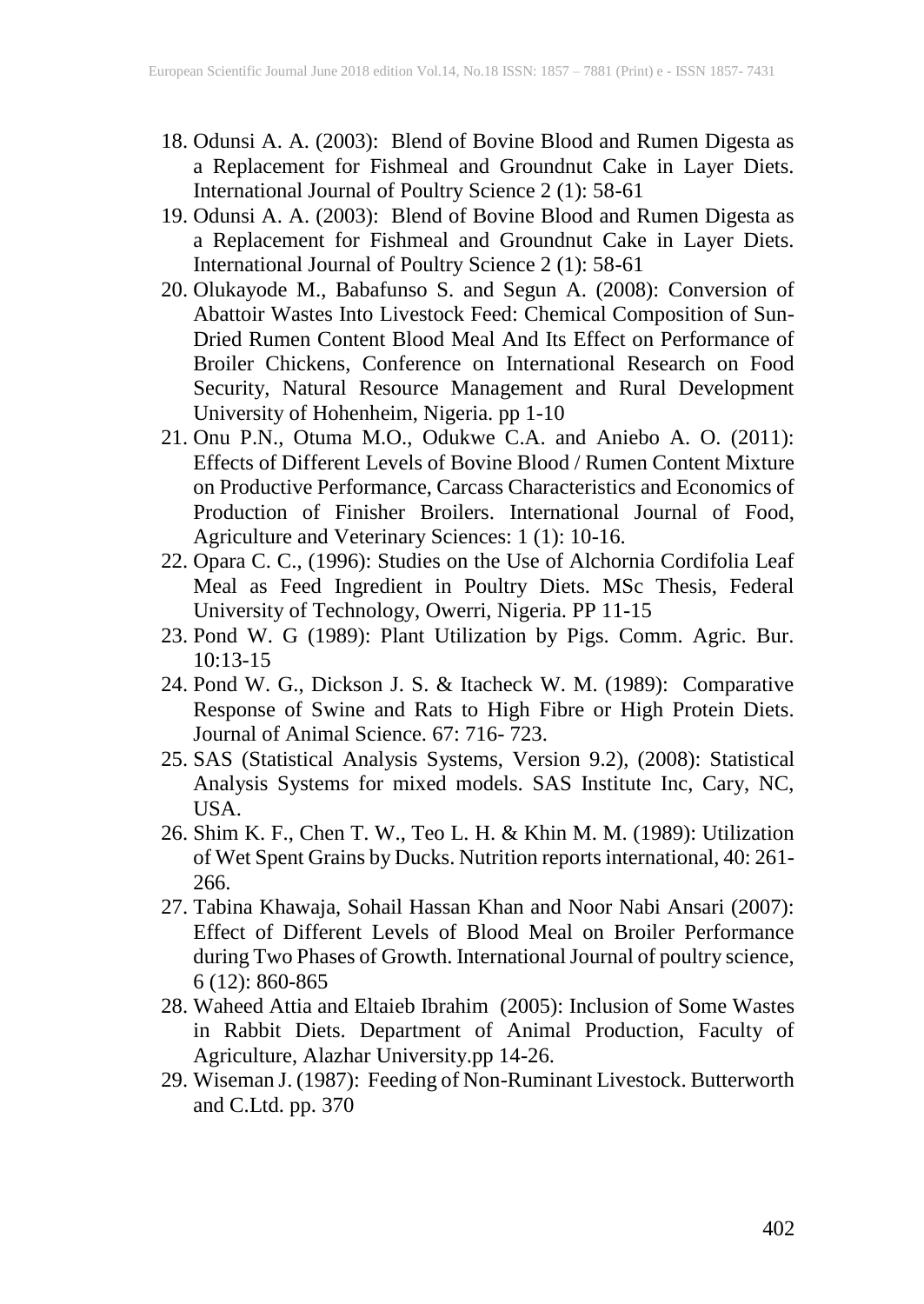18. Odunsi A. A. (2003): Blend of Bovine Blood and Rumen Digesta as a Replacement for Fishmeal and Groundnut Cake in Layer Diets. International Journal of Poultry Science 2 (1): 58-61
19. Odunsi A. A. (2003): Blend of Bovine Blood and Rumen Digesta as a Replacement for Fishmeal and Groundnut Cake in Layer Diets. International Journal of Poultry Science 2 (1): 58-61
20. Olukayode M., Babafunso S. and Segun A. (2008): Conversion of Abattoir Wastes Into Livestock Feed: Chemical Composition of Sun-Dried Rumen Content Blood Meal And Its Effect on Performance of Broiler Chickens, Conference on International Research on Food Security, Natural Resource Management and Rural Development University of Hohenheim, Nigeria. pp 1-10
21. Onu P.N., Otuma M.O., Odukwe C.A. and Aniebo A. O. (2011): Effects of Different Levels of Bovine Blood / Rumen Content Mixture on Productive Performance, Carcass Characteristics and Economics of Production of Finisher Broilers. International Journal of Food, Agriculture and Veterinary Sciences: 1 (1): 10-16.
22. Opara C. C., (1996): Studies on the Use of Alchornia Cordifolia Leaf Meal as Feed Ingredient in Poultry Diets. MSc Thesis, Federal University of Technology, Owerri, Nigeria. PP 11-15
23. Pond W. G (1989): Plant Utilization by Pigs. Comm. Agric. Bur. 10:13-15
24. Pond W. G., Dickson J. S. & Itacheck W. M. (1989): Comparative Response of Swine and Rats to High Fibre or High Protein Diets. Journal of Animal Science. 67: 716- 723.
25. SAS (Statistical Analysis Systems, Version 9.2), (2008): Statistical Analysis Systems for mixed models. SAS Institute Inc, Cary, NC, USA.
26. Shim K. F., Chen T. W., Teo L. H. & Khin M. M. (1989): Utilization of Wet Spent Grains by Ducks. Nutrition reports international, 40: 261-266.
27. Tabina Khawaja, Sohail Hassan Khan and Noor Nabi Ansari (2007): Effect of Different Levels of Blood Meal on Broiler Performance during Two Phases of Growth. International Journal of poultry science, 6 (12): 860-865
28. Waheed Attia and Eltaieb Ibrahim (2005): Inclusion of Some Wastes in Rabbit Diets. Department of Animal Production, Faculty of Agriculture, Alazhar University.pp 14-26.
29. Wiseman J. (1987): Feeding of Non-Ruminant Livestock. Butterworth and C.Ltd. pp. 370